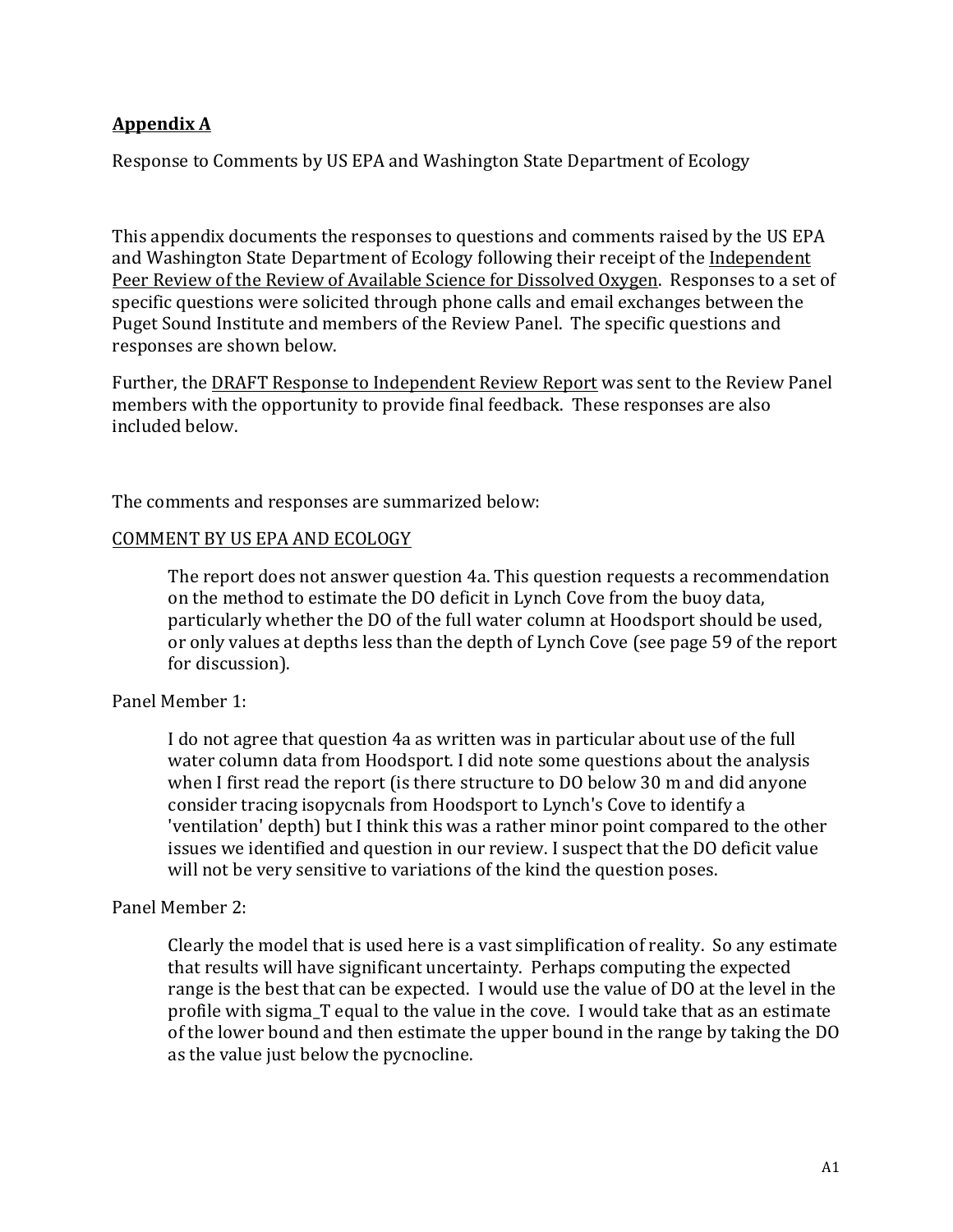## Appendix A

Response to Comments by US EPA and Washington State Department of Ecology

This appendix documents the responses to questions and comments raised by the US EPA and Washington State Department of Ecology following their receipt of the Independent Peer Review of the Review of Available Science for Dissolved Oxygen. Responses to a set of specific questions were solicited through phone calls and email exchanges between the Puget Sound Institute and members of the Review Panel. The specific questions and responses are shown below.

Further, the DRAFT Response to Independent Review Report was sent to the Review Panel members with the opportunity to provide final feedback. These responses are also included below.

The comments and responses are summarized below:

COMMENT BY US EPA AND ECOLOGY

> The report does not answer question 4a. This question requests a recommendation on the method to estimate the DO deficit in Lynch Cove from the buoy data, particularly whether the DO of the full water column at Hoodsport should be used, or only values at depths less than the depth of Lynch Cove (see page 59 of the report for discussion).

Panel Member 1:

> I do not agree that question 4a as written was in particular about use of the full water column data from Hoodsport. I did note some questions about the analysis when I first read the report (is there structure to DO below 30 m and did anyone consider tracing isopycnals from Hoodsport to Lynch's Cove to identify a 'ventilation' depth) but I think this was a rather minor point compared to the other issues we identified and question in our review. I suspect that the DO deficit value will not be very sensitive to variations of the kind the question poses.

Panel Member 2:

> Clearly the model that is used here is a vast simplification of reality. So any estimate that results will have significant uncertainty. Perhaps computing the expected range is the best that can be expected. I would use the value of DO at the level in the profile with sigma_T equal to the value in the cove. I would take that as an estimate of the lower bound and then estimate the upper bound in the range by taking the DO as the value just below the pycnocline.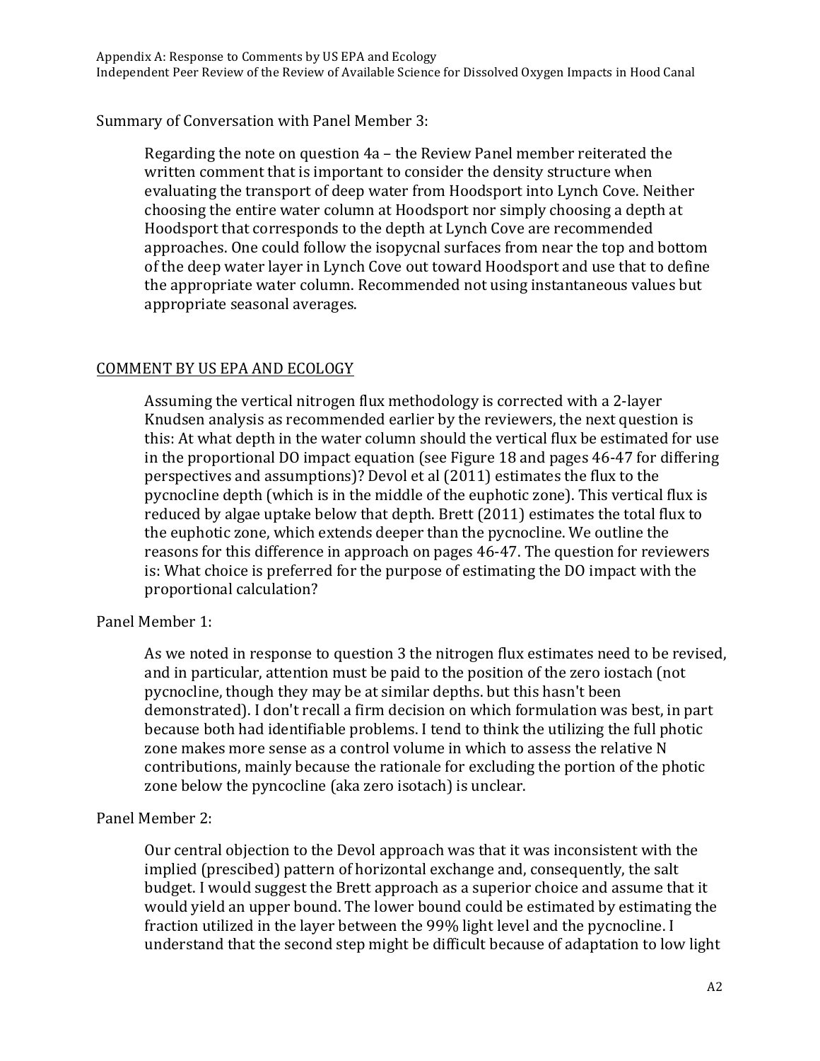Summary of Conversation with Panel Member 3:

> Regarding the note on question 4a – the Review Panel member reiterated the written comment that is important to consider the density structure when evaluating the transport of deep water from Hoodsport into Lynch Cove. Neither choosing the entire water column at Hoodsport nor simply choosing a depth at Hoodsport that corresponds to the depth at Lynch Cove are recommended approaches. One could follow the isopycnal surfaces from near the top and bottom of the deep water layer in Lynch Cove out toward Hoodsport and use that to define the appropriate water column. Recommended not using instantaneous values but appropriate seasonal averages.

## COMMENT BY US EPA AND ECOLOGY

> Assuming the vertical nitrogen flux methodology is corrected with a 2-layer Knudsen analysis as recommended earlier by the reviewers, the next question is this: At what depth in the water column should the vertical flux be estimated for use in the proportional DO impact equation (see Figure 18 and pages 46-47 for differing perspectives and assumptions)? Devol et al (2011) estimates the flux to the pycnocline depth (which is in the middle of the euphotic zone). This vertical flux is reduced by algae uptake below that depth. Brett (2011) estimates the total flux to the euphotic zone, which extends deeper than the pycnocline. We outline the reasons for this difference in approach on pages 46-47. The question for reviewers is: What choice is preferred for the purpose of estimating the DO impact with the proportional calculation?

Panel Member 1:

> As we noted in response to question 3 the nitrogen flux estimates need to be revised, and in particular, attention must be paid to the position of the zero iostach (not pycnocline, though they may be at similar depths. but this hasn't been demonstrated). I don't recall a firm decision on which formulation was best, in part because both had identifiable problems. I tend to think the utilizing the full photic zone makes more sense as a control volume in which to assess the relative N contributions, mainly because the rationale for excluding the portion of the photic zone below the pyncocline (aka zero isotach) is unclear.

Panel Member 2:

> Our central objection to the Devol approach was that it was inconsistent with the implied (prescibed) pattern of horizontal exchange and, consequently, the salt budget. I would suggest the Brett approach as a superior choice and assume that it would yield an upper bound. The lower bound could be estimated by estimating the fraction utilized in the layer between the 99% light level and the pycnocline. I understand that the second step might be difficult because of adaptation to low light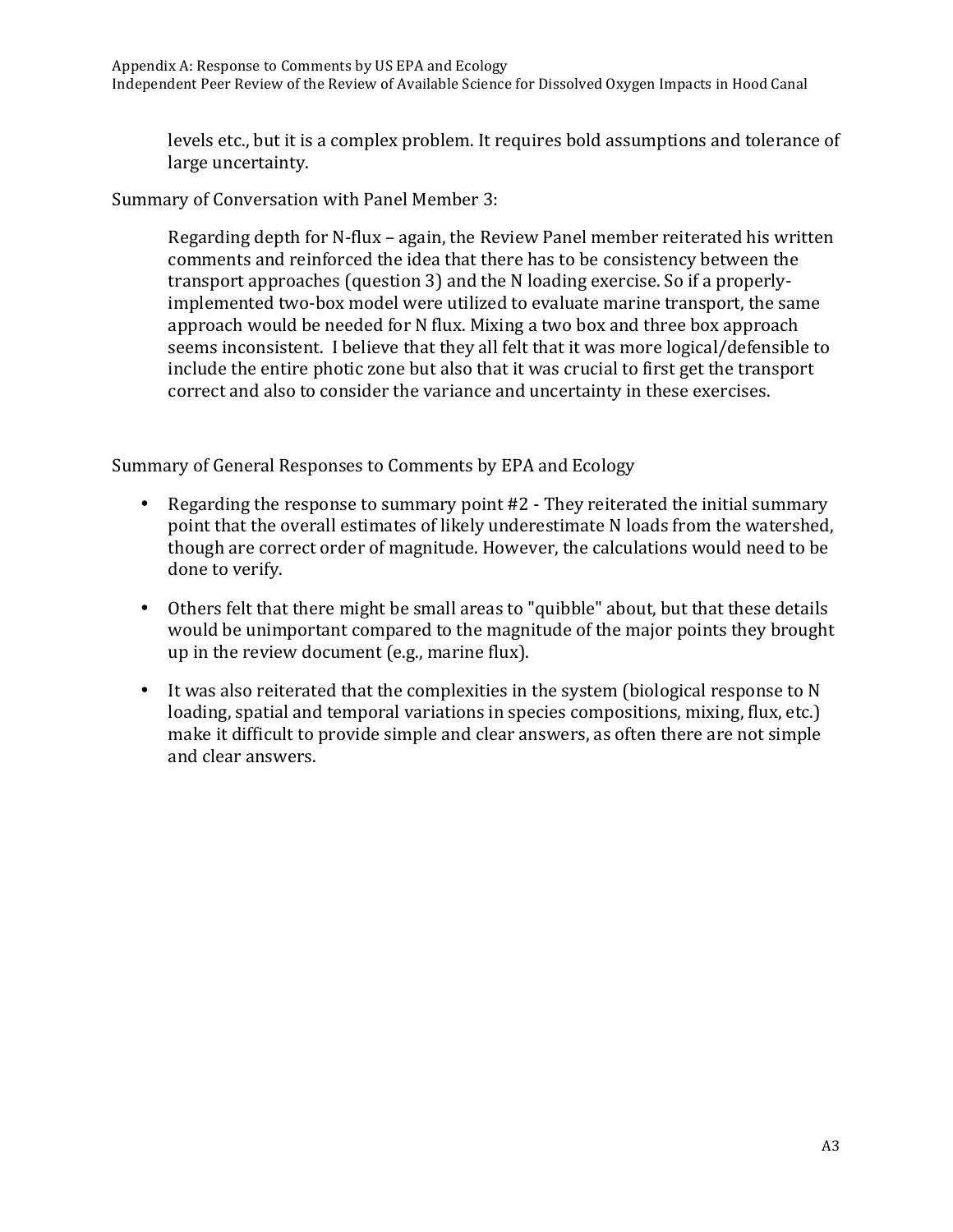levels etc., but it is a complex problem. It requires bold assumptions and tolerance of large uncertainty.

Summary of Conversation with Panel Member 3:

Regarding depth for N-flux – again, the Review Panel member reiterated his written comments and reinforced the idea that there has to be consistency between the transport approaches (question 3) and the N loading exercise. So if a properly-implemented two-box model were utilized to evaluate marine transport, the same approach would be needed for N flux. Mixing a two box and three box approach seems inconsistent. I believe that they all felt that it was more logical/defensible to include the entire photic zone but also that it was crucial to first get the transport correct and also to consider the variance and uncertainty in these exercises.

Summary of General Responses to Comments by EPA and Ecology

- Regarding the response to summary point #2 - They reiterated the initial summary point that the overall estimates of likely underestimate N loads from the watershed, though are correct order of magnitude. However, the calculations would need to be done to verify.
- Others felt that there might be small areas to "quibble" about, but that these details would be unimportant compared to the magnitude of the major points they brought up in the review document (e.g., marine flux).
- It was also reiterated that the complexities in the system (biological response to N loading, spatial and temporal variations in species compositions, mixing, flux, etc.) make it difficult to provide simple and clear answers, as often there are not simple and clear answers.